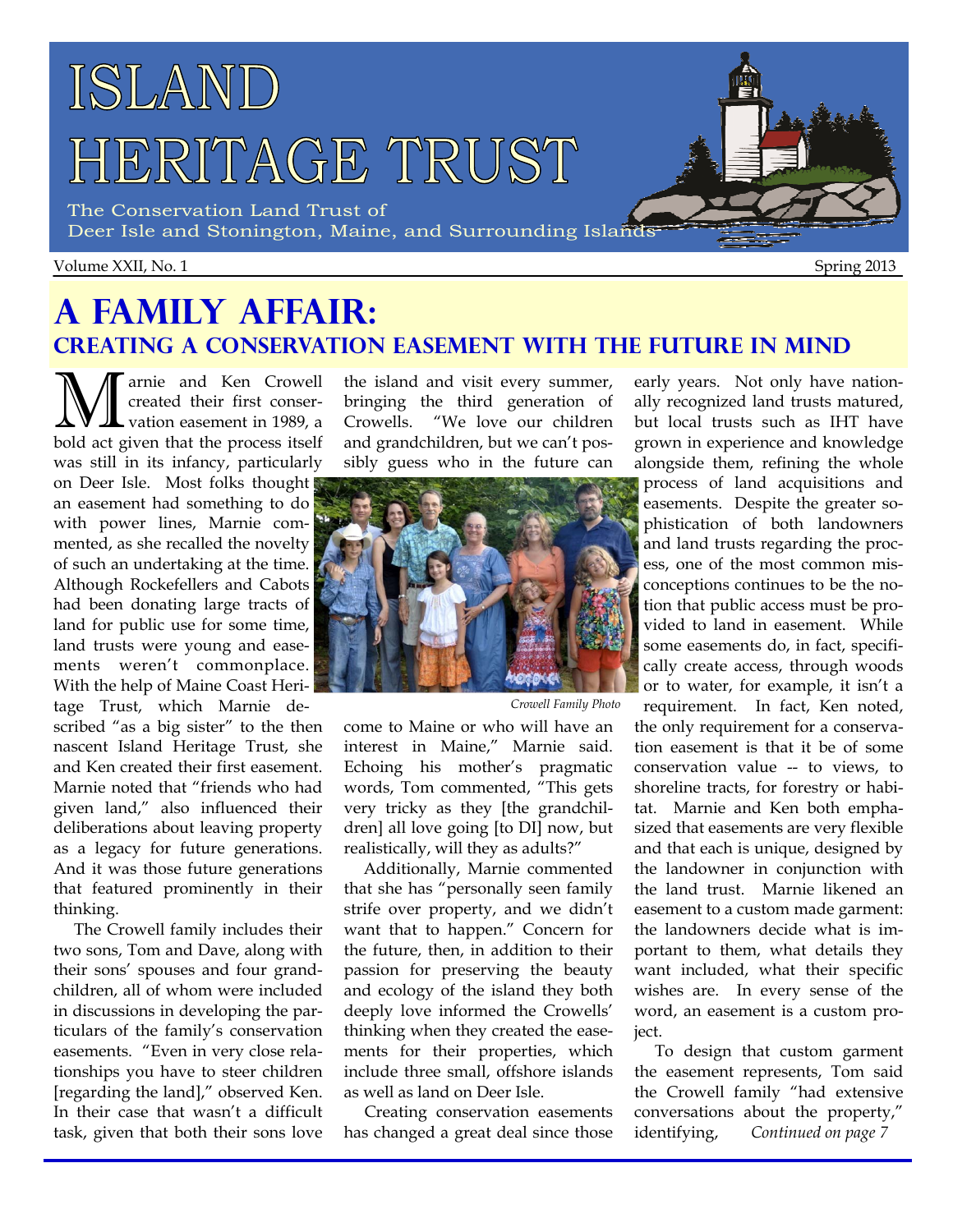# Island Heritage Trust

The Conservation Land Trust of Deer Isle and Stonington, Maine, and Surrounding Islands

Volume XXII, No. 1 Spring 2013

## A Family Affair:
### Creating a Conservation Easement with the Future in Mind

Marnie and Ken Crowell created their first conservation easement in 1989, a bold act given that the process itself was still in its infancy, particularly on Deer Isle. Most folks thought an easement had something to do with power lines, Marnie commented, as she recalled the novelty of such an undertaking at the time. Although Rockefellers and Cabots had been donating large tracts of land for public use for some time, land trusts were young and easements weren't commonplace. With the help of Maine Coast Heritage Trust, which Marnie described "as a big sister" to the then nascent Island Heritage Trust, she and Ken created their first easement. Marnie noted that "friends who had given land," also influenced their deliberations about leaving property as a legacy for future generations. And it was those future generations that featured prominently in their thinking.

The Crowell family includes their two sons, Tom and Dave, along with their sons' spouses and four grandchildren, all of whom were included in discussions in developing the particulars of the family's conservation easements. "Even in very close relationships you have to steer children [regarding the land]," observed Ken. In their case that wasn't a difficult task, given that both their sons love the island and visit every summer, bringing the third generation of Crowells. "We love our children and grandchildren, but we can't possibly guess who in the future can come to Maine or who will have an interest in Maine," Marnie said. Echoing his mother's pragmatic words, Tom commented, "This gets very tricky as they [the grandchildren] all love going [to DI] now, but realistically, will they as adults?"

*Crowell Family Photo*

Additionally, Marnie commented that she has "personally seen family strife over property, and we didn't want that to happen." Concern for the future, then, in addition to their passion for preserving the beauty and ecology of the island they both deeply love informed the Crowells' thinking when they created the easements for their properties, which include three small, offshore islands as well as land on Deer Isle.

Creating conservation easements has changed a great deal since those early years. Not only have nationally recognized land trusts matured, but local trusts such as IHT have grown in experience and knowledge alongside them, refining the whole process of land acquisitions and easements. Despite the greater sophistication of both landowners and land trusts regarding the process, one of the most common misconceptions continues to be the notion that public access must be provided to land in easement. While some easements do, in fact, specifically create access, through woods or to water, for example, it isn't a requirement. In fact, Ken noted, the only requirement for a conservation easement is that it be of some conservation value -- to views, to shoreline tracts, for forestry or habitat. Marnie and Ken both emphasized that easements are very flexible and that each is unique, designed by the landowner in conjunction with the land trust. Marnie likened an easement to a custom made garment: the landowners decide what is important to them, what details they want included, what their specific wishes are. In every sense of the word, an easement is a custom project.

To design that custom garment the easement represents, Tom said the Crowell family "had extensive conversations about the property," identifying, *Continued on page 7*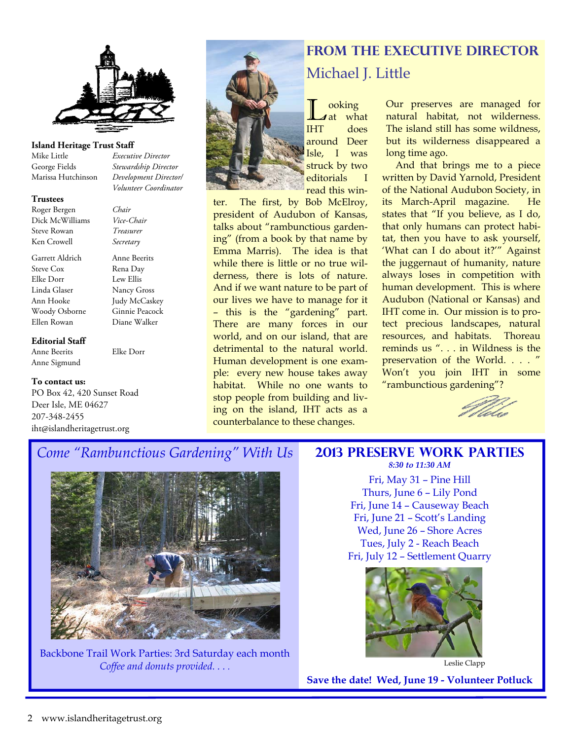**Island Heritage Trust Staff**

Mike Little — *Executive Director*
George Fields — *Stewardship Director*
Marissa Hutchinson — *Development Director/ Volunteer Coordinator*

**Trustees**

Roger Bergen — *Chair*
Dick McWilliams — *Vice-Chair*
Steve Rowan — *Treasurer*
Ken Crowell — *Secretary*

Garrett Aldrich
Steve Cox
Elke Dorr
Linda Glaser
Ann Hooke
Woody Osborne
Ellen Rowan
Anne Beerits
Rena Day
Lew Ellis
Nancy Gross
Judy McCaskey
Ginnie Peacock
Diane Walker

**Editorial Staff**

Anne Beerits
Anne Sigmund
Elke Dorr

**To contact us:**
PO Box 42, 420 Sunset Road
Deer Isle, ME 04627
207-348-2455
iht@islandheritagetrust.org

# From the Executive Director

## Michael J. Little

Looking at what IHT does around Deer Isle, I was struck by two editorials I read this winter. The first, by Bob McElroy, president of Audubon of Kansas, talks about "rambunctious gardening" (from a book by that name by Emma Marris). The idea is that while there is little or no true wilderness, there is lots of nature. And if we want nature to be part of our lives we have to manage for it – this is the "gardening" part. There are many forces in our world, and on our island, that are detrimental to the natural world. Human development is one example: every new house takes away habitat. While no one wants to stop people from building and living on the island, IHT acts as a counterbalance to these changes.

Our preserves are managed for natural habitat, not wilderness. The island still has some wildness, but its wilderness disappeared a long time ago.

And that brings me to a piece written by David Yarnold, President of the National Audubon Society, in its March-April magazine. He states that "If you believe, as I do, that only humans can protect habitat, then you have to ask yourself, 'What can I do about it?'" Against the juggernaut of humanity, nature always loses in competition with human development. This is where Audubon (National or Kansas) and IHT come in. Our mission is to protect precious landscapes, natural resources, and habitats. Thoreau reminds us ". . . in Wildness is the preservation of the World. . . . " Won't you join IHT in some "rambunctious gardening"?

## *Come "Rambunctious Gardening" With Us*

Backbone Trail Work Parties: 3rd Saturday each month
*Coffee and donuts provided. . . .*

## 2013 Preserve Work Parties

*8:30 to 11:30 AM*

Fri, May 31 – Pine Hill
Thurs, June 6 – Lily Pond
Fri, June 14 – Causeway Beach
Fri, June 21 – Scott's Landing
Wed, June 26 – Shore Acres
Tues, July 2 - Reach Beach
Fri, July 12 – Settlement Quarry

Leslie Clapp

**Save the date! Wed, June 19 - Volunteer Potluck**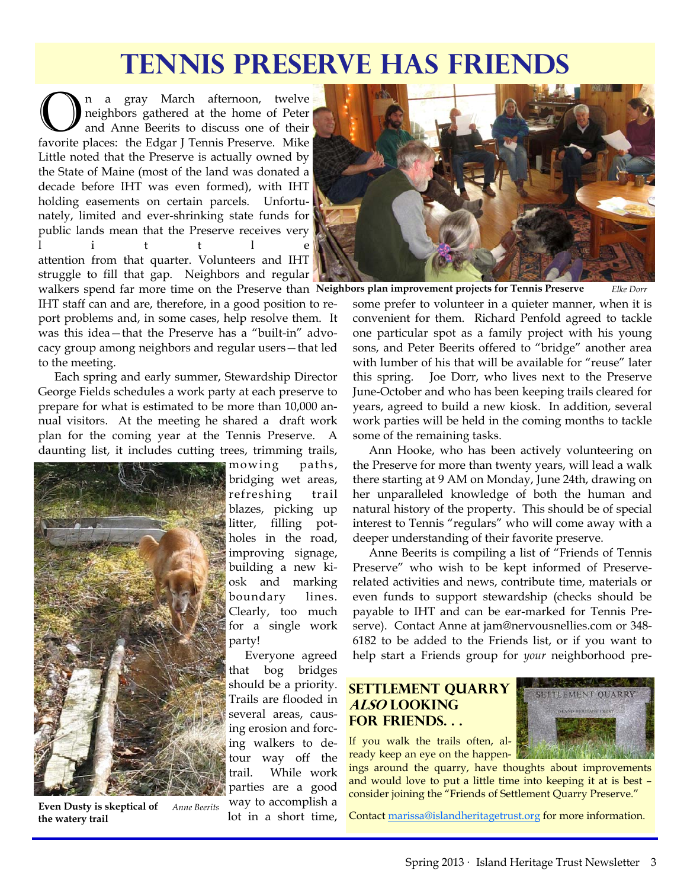# Tennis Preserve Has Friends

On a gray March afternoon, twelve neighbors gathered at the home of Peter and Anne Beerits to discuss one of their favorite places: the Edgar J Tennis Preserve. Mike Little noted that the Preserve is actually owned by the State of Maine (most of the land was donated a decade before IHT was even formed), with IHT holding easements on certain parcels. Unfortunately, limited and ever-shrinking state funds for public lands mean that the Preserve receives very little attention from that quarter. Volunteers and IHT struggle to fill that gap. Neighbors and regular walkers spend far more time on the Preserve than IHT staff can and are, therefore, in a good position to report problems and, in some cases, help resolve them. It was this idea—that the Preserve has a "built-in" advocacy group among neighbors and regular users—that led to the meeting.

**Neighbors plan improvement projects for Tennis Preserve** *Elke Dorr*

Each spring and early summer, Stewardship Director George Fields schedules a work party at each preserve to prepare for what is estimated to be more than 10,000 annual visitors. At the meeting he shared a draft work plan for the coming year at the Tennis Preserve. A daunting list, it includes cutting trees, trimming trails, mowing paths, bridging wet areas, refreshing trail blazes, picking up litter, filling potholes in the road, improving signage, building a new kiosk and marking boundary lines. Clearly, too much for a single work party!

**Even Dusty is skeptical of the watery trail** *Anne Beerits*

Everyone agreed that bog bridges should be a priority. Trails are flooded in several areas, causing erosion and forcing walkers to detour way off the trail. While work parties are a good way to accomplish a lot in a short time, some prefer to volunteer in a quieter manner, when it is convenient for them. Richard Penfold agreed to tackle one particular spot as a family project with his young sons, and Peter Beerits offered to "bridge" another area with lumber of his that will be available for "reuse" later this spring. Joe Dorr, who lives next to the Preserve June-October and who has been keeping trails cleared for years, agreed to build a new kiosk. In addition, several work parties will be held in the coming months to tackle some of the remaining tasks.

Ann Hooke, who has been actively volunteering on the Preserve for more than twenty years, will lead a walk there starting at 9 AM on Monday, June 24th, drawing on her unparalleled knowledge of both the human and natural history of the property. This should be of special interest to Tennis "regulars" who will come away with a deeper understanding of their favorite preserve.

Anne Beerits is compiling a list of "Friends of Tennis Preserve" who wish to be kept informed of Preserve-related activities and news, contribute time, materials or even funds to support stewardship (checks should be payable to IHT and can be ear-marked for Tennis Preserve). Contact Anne at jam@nervousnellies.com or 348-6182 to be added to the Friends list, or if you want to help start a Friends group for *your* neighborhood pre-

## Settlement Quarry *Also* Looking for Friends. . .

If you walk the trails often, already keep an eye on the happenings around the quarry, have thoughts about improvements and would love to put a little time into keeping it at is best – consider joining the "Friends of Settlement Quarry Preserve."

Contact marissa@islandheritagetrust.org for more information.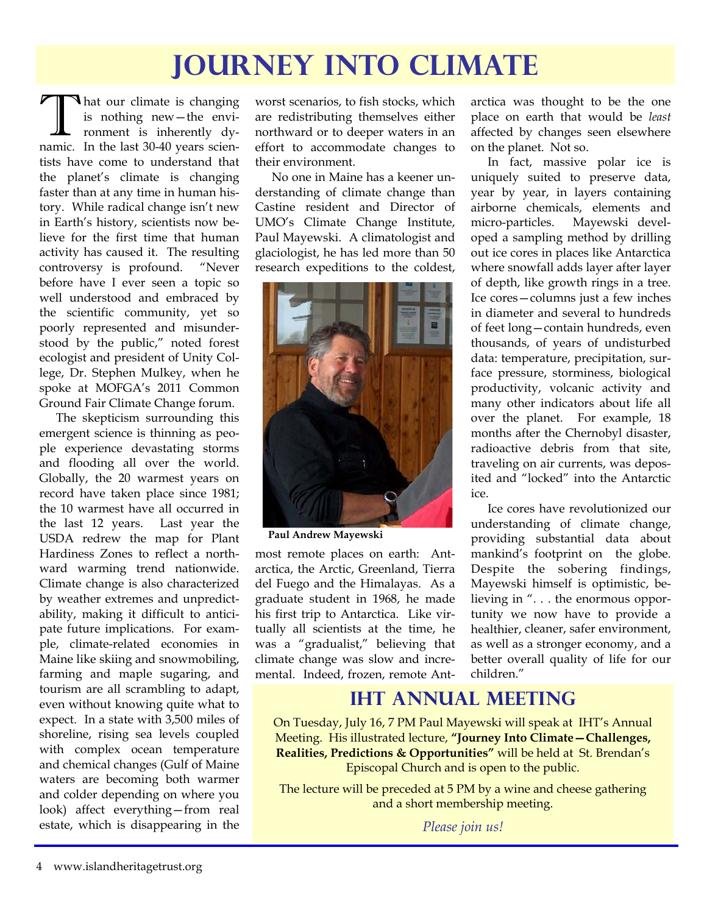# Journey Into Climate

That our climate is changing is nothing new—the environment is inherently dynamic. In the last 30-40 years scientists have come to understand that the planet's climate is changing faster than at any time in human history. While radical change isn't new in Earth's history, scientists now believe for the first time that human activity has caused it. The resulting controversy is profound. "Never before have I ever seen a topic so well understood and embraced by the scientific community, yet so poorly represented and misunderstood by the public," noted forest ecologist and president of Unity College, Dr. Stephen Mulkey, when he spoke at MOFGA's 2011 Common Ground Fair Climate Change forum.

The skepticism surrounding this emergent science is thinning as people experience devastating storms and flooding all over the world. Globally, the 20 warmest years on record have taken place since 1981; the 10 warmest have all occurred in the last 12 years. Last year the USDA redrew the map for Plant Hardiness Zones to reflect a northward warming trend nationwide. Climate change is also characterized by weather extremes and unpredictability, making it difficult to anticipate future implications. For example, climate-related economies in Maine like skiing and snowmobiling, farming and maple sugaring, and tourism are all scrambling to adapt, even without knowing quite what to expect. In a state with 3,500 miles of shoreline, rising sea levels coupled with complex ocean temperature and chemical changes (Gulf of Maine waters are becoming both warmer and colder depending on where you look) affect everything—from real estate, which is disappearing in the worst scenarios, to fish stocks, which are redistributing themselves either northward or to deeper waters in an effort to accommodate changes to their environment.

No one in Maine has a keener understanding of climate change than Castine resident and Director of UMO's Climate Change Institute, Paul Mayewski. A climatologist and glaciologist, he has led more than 50 research expeditions to the coldest, most remote places on earth: Antarctica, the Arctic, Greenland, Tierra del Fuego and the Himalayas. As a graduate student in 1968, he made his first trip to Antarctica. Like virtually all scientists at the time, he was a "gradualist," believing that climate change was slow and incremental. Indeed, frozen, remote Antarctica was thought to be the one place on earth that would be *least* affected by changes seen elsewhere on the planet. Not so.

**Paul Andrew Mayewski**

In fact, massive polar ice is uniquely suited to preserve data, year by year, in layers containing airborne chemicals, elements and micro-particles. Mayewski developed a sampling method by drilling out ice cores in places like Antarctica where snowfall adds layer after layer of depth, like growth rings in a tree. Ice cores—columns just a few inches in diameter and several to hundreds of feet long—contain hundreds, even thousands, of years of undisturbed data: temperature, precipitation, surface pressure, storminess, biological productivity, volcanic activity and many other indicators about life all over the planet. For example, 18 months after the Chernobyl disaster, radioactive debris from that site, traveling on air currents, was deposited and "locked" into the Antarctic ice.

Ice cores have revolutionized our understanding of climate change, providing substantial data about mankind's footprint on the globe. Despite the sobering findings, Mayewski himself is optimistic, believing in ". . . the enormous opportunity we now have to provide a healthier, cleaner, safer environment, as well as a stronger economy, and a better overall quality of life for our children."

## IHT Annual Meeting

On Tuesday, July 16, 7 PM Paul Mayewski will speak at IHT's Annual Meeting. His illustrated lecture, **"Journey Into Climate—Challenges, Realities, Predictions & Opportunities"** will be held at St. Brendan's Episcopal Church and is open to the public.

The lecture will be preceded at 5 PM by a wine and cheese gathering and a short membership meeting.

*Please join us!*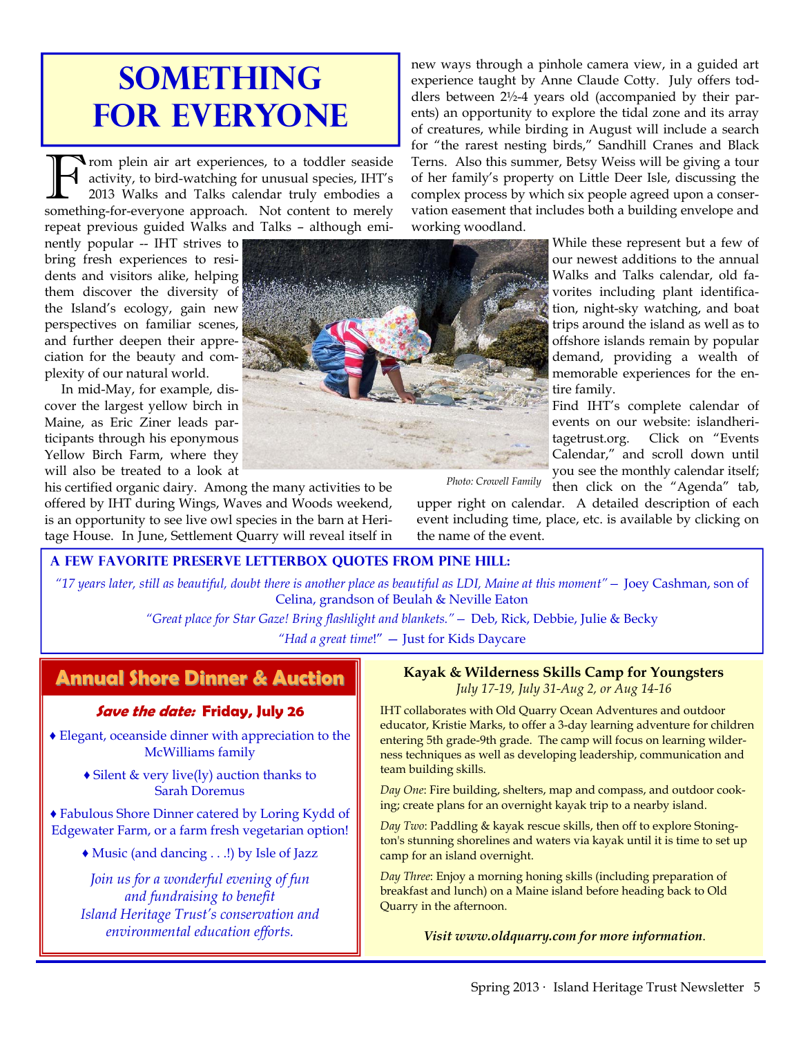# Something for Everyone

From plein air art experiences, to a toddler seaside activity, to bird-watching for unusual species, IHT's 2013 Walks and Talks calendar truly embodies a something-for-everyone approach. Not content to merely repeat previous guided Walks and Talks – although eminently popular -- IHT strives to bring fresh experiences to residents and visitors alike, helping them discover the diversity of the Island's ecology, gain new perspectives on familiar scenes, and further deepen their appreciation for the beauty and complexity of our natural world.

In mid-May, for example, discover the largest yellow birch in Maine, as Eric Ziner leads participants through his eponymous Yellow Birch Farm, where they will also be treated to a look at his certified organic dairy. Among the many activities to be offered by IHT during Wings, Waves and Woods weekend, is an opportunity to see live owl species in the barn at Heritage House. In June, Settlement Quarry will reveal itself in new ways through a pinhole camera view, in a guided art experience taught by Anne Claude Cotty. July offers toddlers between 2½-4 years old (accompanied by their parents) an opportunity to explore the tidal zone and its array of creatures, while birding in August will include a search for "the rarest nesting birds," Sandhill Cranes and Black Terns. Also this summer, Betsy Weiss will be giving a tour of her family's property on Little Deer Isle, discussing the complex process by which six people agreed upon a conservation easement that includes both a building envelope and working woodland.

Photo: Crowell Family

While these represent but a few of our newest additions to the annual Walks and Talks calendar, old favorites including plant identification, night-sky watching, and boat trips around the island as well as to offshore islands remain by popular demand, providing a wealth of memorable experiences for the entire family.

Find IHT's complete calendar of events on our website: islandheritagetrust.org. Click on "Events Calendar," and scroll down until you see the monthly calendar itself; then click on the "Agenda" tab, upper right on calendar. A detailed description of each event including time, place, etc. is available by clicking on the name of the event.

## A Few Favorite Preserve Letterbox Quotes from Pine Hill:

*"17 years later, still as beautiful, doubt there is another place as beautiful as LDI, Maine at this moment"* — Joey Cashman, son of Celina, grandson of Beulah & Neville Eaton

*"Great place for Star Gaze! Bring flashlight and blankets."* — Deb, Rick, Debbie, Julie & Becky

*"Had a great time!"* — Just for Kids Daycare

## Annual Shore Dinner & Auction

***Save the date:*** **Friday, July 26**

♦ Elegant, oceanside dinner with appreciation to the McWilliams family

♦ Silent & very live(ly) auction thanks to Sarah Doremus

♦ Fabulous Shore Dinner catered by Loring Kydd of Edgewater Farm, or a farm fresh vegetarian option!

♦ Music (and dancing . . .!) by Isle of Jazz

*Join us for a wonderful evening of fun and fundraising to benefit Island Heritage Trust's conservation and environmental education efforts.*

## Kayak & Wilderness Skills Camp for Youngsters

*July 17-19, July 31-Aug 2, or Aug 14-16*

IHT collaborates with Old Quarry Ocean Adventures and outdoor educator, Kristie Marks, to offer a 3-day learning adventure for children entering 5th grade-9th grade. The camp will focus on learning wilderness techniques as well as developing leadership, communication and team building skills.

*Day One*: Fire building, shelters, map and compass, and outdoor cooking; create plans for an overnight kayak trip to a nearby island.

*Day Two*: Paddling & kayak rescue skills, then off to explore Stonington's stunning shorelines and waters via kayak until it is time to set up camp for an island overnight.

*Day Three*: Enjoy a morning honing skills (including preparation of breakfast and lunch) on a Maine island before heading back to Old Quarry in the afternoon.

***Visit www.oldquarry.com for more information.***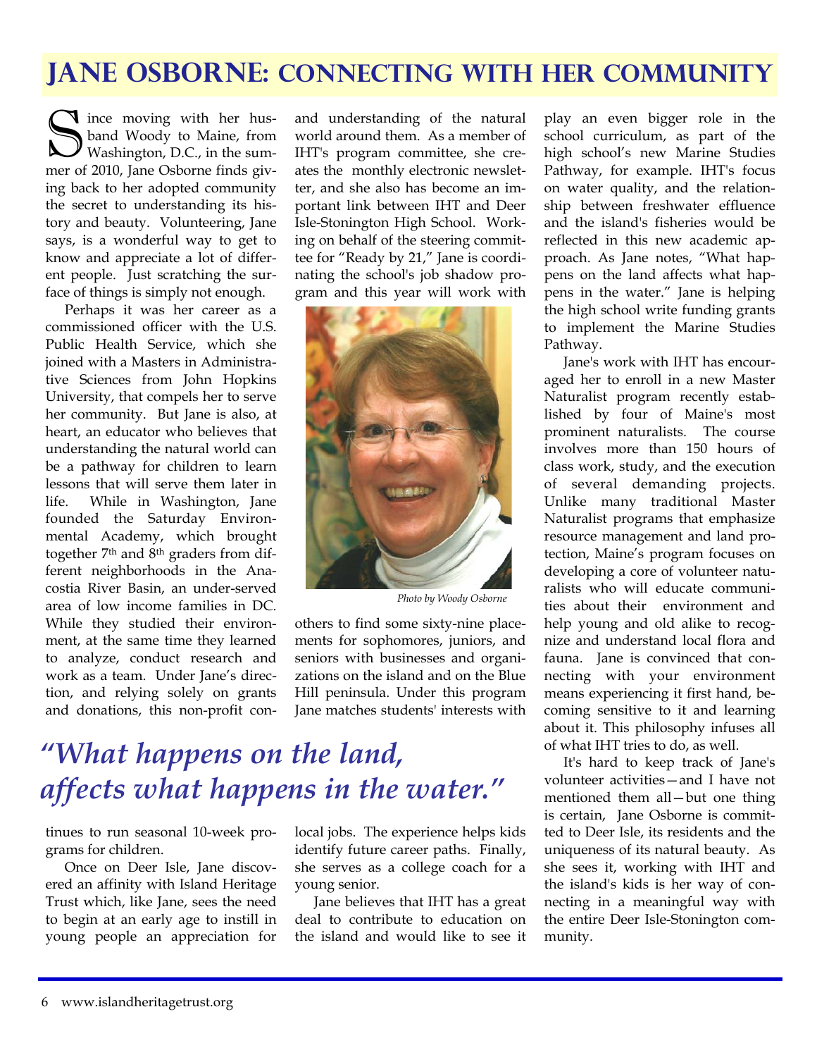# Jane Osborne: Connecting with her Community

Since moving with her husband Woody to Maine, from Washington, D.C., in the summer of 2010, Jane Osborne finds giving back to her adopted community the secret to understanding its history and beauty. Volunteering, Jane says, is a wonderful way to get to know and appreciate a lot of different people. Just scratching the surface of things is simply not enough.

Perhaps it was her career as a commissioned officer with the U.S. Public Health Service, which she joined with a Masters in Administrative Sciences from John Hopkins University, that compels her to serve her community. But Jane is also, at heart, an educator who believes that understanding the natural world can be a pathway for children to learn lessons that will serve them later in life. While in Washington, Jane founded the Saturday Environmental Academy, which brought together 7th and 8th graders from different neighborhoods in the Anacostia River Basin, an under-served area of low income families in DC. While they studied their environment, at the same time they learned to analyze, conduct research and work as a team. Under Jane's direction, and relying solely on grants and donations, this non-profit continues to run seasonal 10-week programs for children.

Once on Deer Isle, Jane discovered an affinity with Island Heritage Trust which, like Jane, sees the need to begin at an early age to instill in young people an appreciation for and understanding of the natural world around them. As a member of IHT's program committee, she creates the monthly electronic newsletter, and she also has become an important link between IHT and Deer Isle-Stonington High School. Working on behalf of the steering committee for "Ready by 21," Jane is coordinating the school's job shadow program and this year will work with others to find some sixty-nine placements for sophomores, juniors, and seniors with businesses and organizations on the island and on the Blue Hill peninsula. Under this program Jane matches students' interests with local jobs. The experience helps kids identify future career paths. Finally, she serves as a college coach for a young senior.

*Photo by Woody Osborne*

## *"What happens on the land, affects what happens in the water."*

Jane believes that IHT has a great deal to contribute to education on the island and would like to see it play an even bigger role in the school curriculum, as part of the high school's new Marine Studies Pathway, for example. IHT's focus on water quality, and the relationship between freshwater effluence and the island's fisheries would be reflected in this new academic approach. As Jane notes, "What happens on the land affects what happens in the water." Jane is helping the high school write funding grants to implement the Marine Studies Pathway.

Jane's work with IHT has encouraged her to enroll in a new Master Naturalist program recently established by four of Maine's most prominent naturalists. The course involves more than 150 hours of class work, study, and the execution of several demanding projects. Unlike many traditional Master Naturalist programs that emphasize resource management and land protection, Maine's program focuses on developing a core of volunteer naturalists who will educate communities about their environment and help young and old alike to recognize and understand local flora and fauna. Jane is convinced that connecting with your environment means experiencing it first hand, becoming sensitive to it and learning about it. This philosophy infuses all of what IHT tries to do, as well.

It's hard to keep track of Jane's volunteer activities—and I have not mentioned them all—but one thing is certain, Jane Osborne is committed to Deer Isle, its residents and the uniqueness of its natural beauty. As she sees it, working with IHT and the island's kids is her way of connecting in a meaningful way with the entire Deer Isle-Stonington community.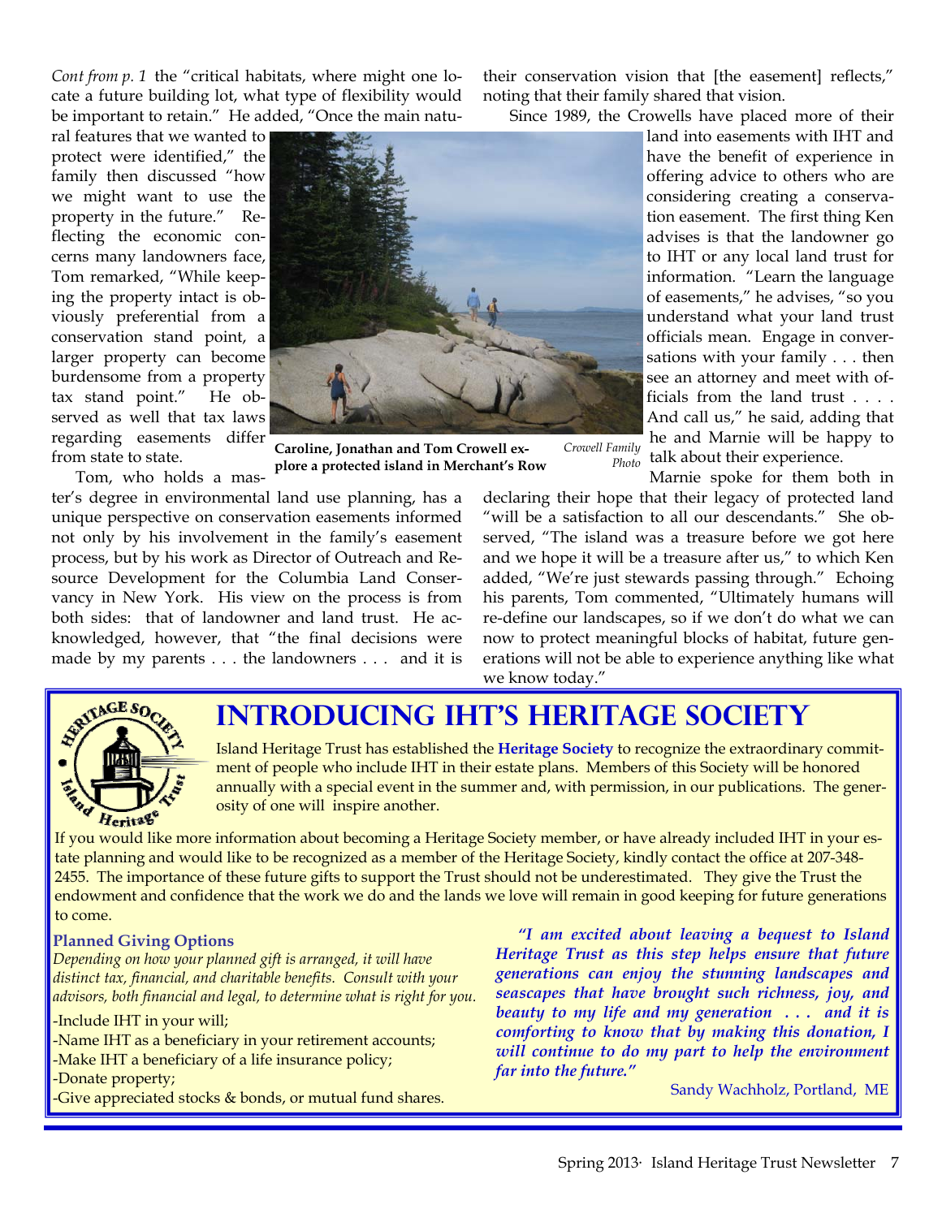*Cont from p. 1* the "critical habitats, where might one locate a future building lot, what type of flexibility would be important to retain." He added, "Once the main natural features that we wanted to protect were identified," the family then discussed "how we might want to use the property in the future." Reflecting the economic concerns many landowners face, Tom remarked, "While keeping the property intact is obviously preferential from a conservation stand point, a larger property can become burdensome from a property tax stand point." He observed as well that tax laws regarding easements differ from state to state.

**Caroline, Jonathan and Tom Crowell explore a protected island in Merchant's Row** *Crowell Family Photo*

Tom, who holds a master's degree in environmental land use planning, has a unique perspective on conservation easements informed not only by his involvement in the family's easement process, but by his work as Director of Outreach and Resource Development for the Columbia Land Conservancy in New York. His view on the process is from both sides: that of landowner and land trust. He acknowledged, however, that "the final decisions were made by my parents . . . the landowners . . . and it is their conservation vision that [the easement] reflects," noting that their family shared that vision.

Since 1989, the Crowells have placed more of their land into easements with IHT and have the benefit of experience in offering advice to others who are considering creating a conservation easement. The first thing Ken advises is that the landowner go to IHT or any local land trust for information. "Learn the language of easements," he advises, "so you understand what your land trust officials mean. Engage in conversations with your family . . . then see an attorney and meet with officials from the land trust . . . . And call us," he said, adding that he and Marnie will be happy to talk about their experience.

Marnie spoke for them both in declaring their hope that their legacy of protected land "will be a satisfaction to all our descendants." She observed, "The island was a treasure before we got here and we hope it will be a treasure after us," to which Ken added, "We're just stewards passing through." Echoing his parents, Tom commented, "Ultimately humans will re-define our landscapes, so if we don't do what we can now to protect meaningful blocks of habitat, future generations will not be able to experience anything like what we know today."

# Introducing IHT's Heritage Society

Heritage Society Island Heritage Trust

Island Heritage Trust has established the **Heritage Society** to recognize the extraordinary commitment of people who include IHT in their estate plans. Members of this Society will be honored annually with a special event in the summer and, with permission, in our publications. The generosity of one will inspire another.

If you would like more information about becoming a Heritage Society member, or have already included IHT in your estate planning and would like to be recognized as a member of the Heritage Society, kindly contact the office at 207-348-2455. The importance of these future gifts to support the Trust should not be underestimated. They give the Trust the endowment and confidence that the work we do and the lands we love will remain in good keeping for future generations to come.

### Planned Giving Options

*Depending on how your planned gift is arranged, it will have distinct tax, financial, and charitable benefits. Consult with your advisors, both financial and legal, to determine what is right for you.*

-Include IHT in your will;
-Name IHT as a beneficiary in your retirement accounts;
-Make IHT a beneficiary of a life insurance policy;
-Donate property;
-Give appreciated stocks & bonds, or mutual fund shares.

***"I am excited about leaving a bequest to Island Heritage Trust as this step helps ensure that future generations can enjoy the stunning landscapes and seascapes that have brought such richness, joy, and beauty to my life and my generation . . . and it is comforting to know that by making this donation, I will continue to do my part to help the environment far into the future."***

Sandy Wachholz, Portland, ME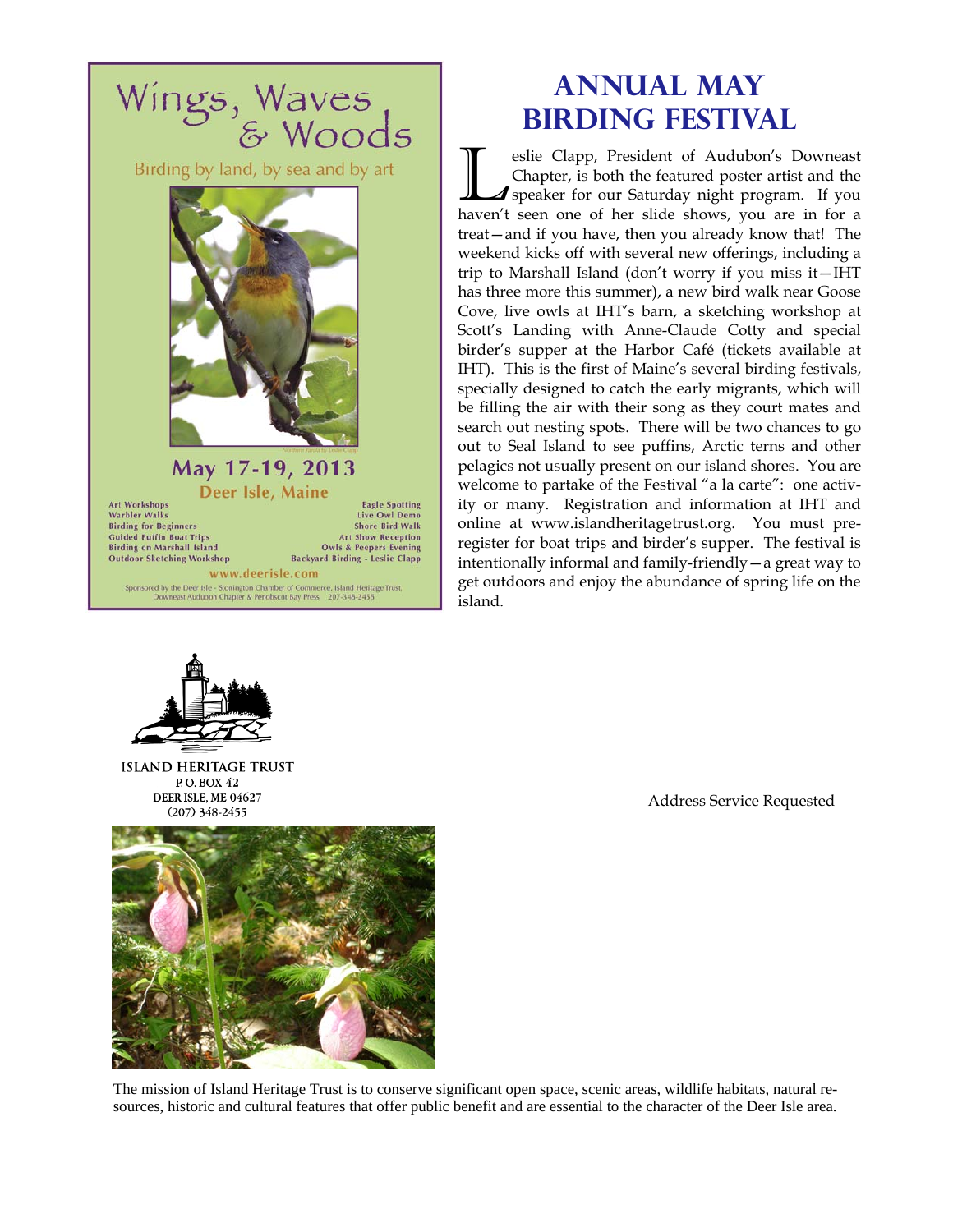Wings, Waves & Woods

Birding by land, by sea and by art

May 17-19, 2013

Deer Isle, Maine

Art Workshops
Warbler Walks
Birding for Beginners
Guided Puffin Boat Trips
Birding on Marshall Island
Outdoor Sketching Workshop

Eagle Spotting
Live Owl Demo
Shore Bird Walk
Art Show Reception
Owls & Peepers Evening
Backyard Birding - Leslie Clapp

www.deerisle.com

Sponsored by the Deer Isle - Stonington Chamber of Commerce, Island Heritage Trust, Downeast Audubon Chapter & Penobscot Bay Press 207-348-2455

# Annual May Birding Festival

Leslie Clapp, President of Audubon's Downeast Chapter, is both the featured poster artist and the speaker for our Saturday night program. If you haven't seen one of her slide shows, you are in for a treat—and if you have, then you already know that! The weekend kicks off with several new offerings, including a trip to Marshall Island (don't worry if you miss it—IHT has three more this summer), a new bird walk near Goose Cove, live owls at IHT's barn, a sketching workshop at Scott's Landing with Anne-Claude Cotty and special birder's supper at the Harbor Café (tickets available at IHT). This is the first of Maine's several birding festivals, specially designed to catch the early migrants, which will be filling the air with their song as they court mates and search out nesting spots. There will be two chances to go out to Seal Island to see puffins, Arctic terns and other pelagics not usually present on our island shores. You are welcome to partake of the Festival "a la carte": one activity or many. Registration and information at IHT and online at www.islandheritagetrust.org. You must pre-register for boat trips and birder's supper. The festival is intentionally informal and family-friendly—a great way to get outdoors and enjoy the abundance of spring life on the island.

ISLAND HERITAGE TRUST
P.O. BOX 42
DEER ISLE, ME 04627
(207) 348-2455

Address Service Requested

The mission of Island Heritage Trust is to conserve significant open space, scenic areas, wildlife habitats, natural resources, historic and cultural features that offer public benefit and are essential to the character of the Deer Isle area.